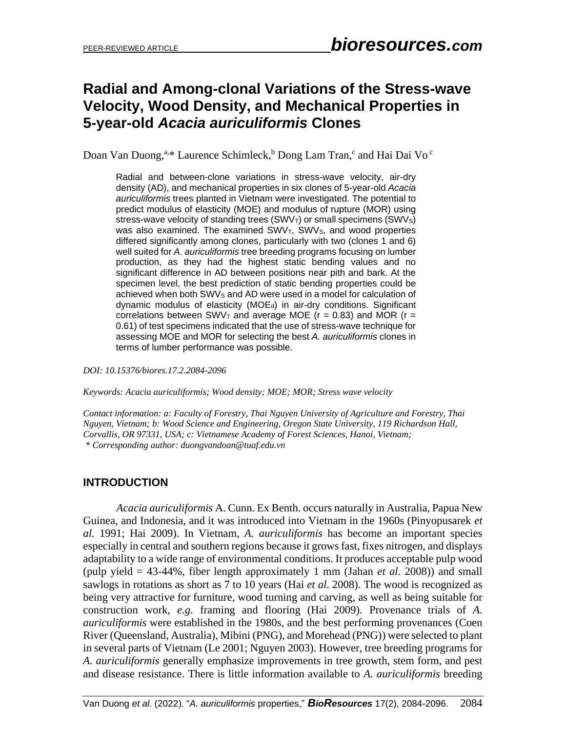# Radial and Among-clonal Variations of the Stress-wave Velocity, Wood Density, and Mechanical Properties in 5-year-old *Acacia auriculiformis* Clones

Doan Van Duong,[a,]* Laurence Schimleck,[b] Dong Lam Tran,[c] and Hai Dai Vo [c]

Radial and between-clone variations in stress-wave velocity, air-dry density (AD), and mechanical properties in six clones of 5-year-old *Acacia auriculiformis* trees planted in Vietnam were investigated. The potential to predict modulus of elasticity (MOE) and modulus of rupture (MOR) using stress-wave velocity of standing trees ($SWV_T$) or small specimens ($SWV_S$) was also examined. The examined $SWV_T$, $SWV_S$, and wood properties differed significantly among clones, particularly with two (clones 1 and 6) well suited for *A. auriculiformis* tree breeding programs focusing on lumber production, as they had the highest static bending values and no significant difference in AD between positions near pith and bark. At the specimen level, the best prediction of static bending properties could be achieved when both $SWV_S$ and AD were used in a model for calculation of dynamic modulus of elasticity ($MOE_d$) in air-dry conditions. Significant correlations between $SWV_T$ and average MOE ($r = 0.83$) and MOR ($r = 0.61$) of test specimens indicated that the use of stress-wave technique for assessing MOE and MOR for selecting the best *A. auriculiformis* clones in terms of lumber performance was possible.

*DOI: 10.15376/biores.17.2.2084-2096*

*Keywords: Acacia auriculiformis; Wood density; MOE; MOR; Stress wave velocity*

*Contact information: a: Faculty of Forestry, Thai Nguyen University of Agriculture and Forestry, Thai Nguyen, Vietnam; b: Wood Science and Engineering, Oregon State University, 119 Richardson Hall, Corvallis, OR 97331, USA; c: Vietnamese Academy of Forest Sciences, Hanoi, Vietnam;*
*\* Corresponding author: duongvandoan@tuaf.edu.vn*

## INTRODUCTION

*Acacia auriculiformis* A. Cunn. Ex Benth. occurs naturally in Australia, Papua New Guinea, and Indonesia, and it was introduced into Vietnam in the 1960s (Pinyopusarek *et al*. 1991; Hai 2009). In Vietnam, *A. auriculiformis* has become an important species especially in central and southern regions because it grows fast, fixes nitrogen, and displays adaptability to a wide range of environmental conditions. It produces acceptable pulp wood (pulp yield = 43-44%, fiber length approximately 1 mm (Jahan *et al*. 2008)) and small sawlogs in rotations as short as 7 to 10 years (Hai *et al*. 2008). The wood is recognized as being very attractive for furniture, wood turning and carving, as well as being suitable for construction work, *e.g.* framing and flooring (Hai 2009). Provenance trials of *A. auriculiformis* were established in the 1980s, and the best performing provenances (Coen River (Queensland, Australia), Mibini (PNG), and Morehead (PNG)) were selected to plant in several parts of Vietnam (Le 2001; Nguyen 2003). However, tree breeding programs for *A. auriculiformis* generally emphasize improvements in tree growth, stem form, and pest and disease resistance. There is little information available to *A. auriculiformis* breeding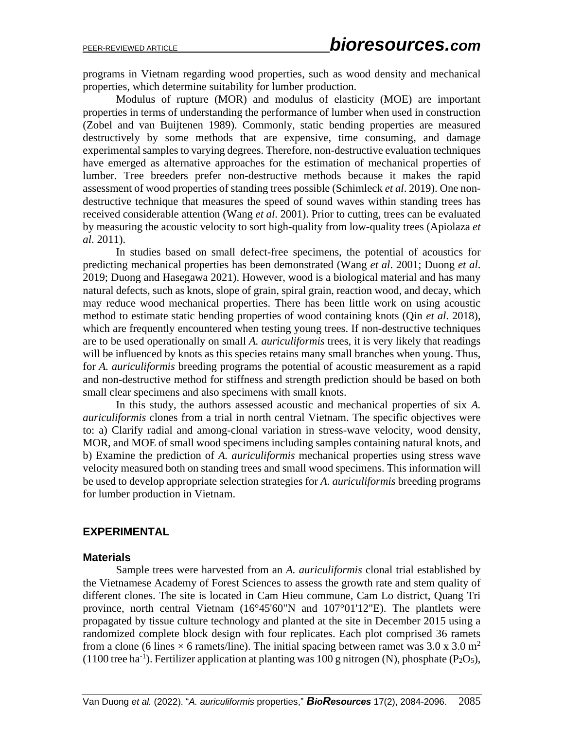programs in Vietnam regarding wood properties, such as wood density and mechanical properties, which determine suitability for lumber production.

Modulus of rupture (MOR) and modulus of elasticity (MOE) are important properties in terms of understanding the performance of lumber when used in construction (Zobel and van Buijtenen 1989). Commonly, static bending properties are measured destructively by some methods that are expensive, time consuming, and damage experimental samples to varying degrees. Therefore, non-destructive evaluation techniques have emerged as alternative approaches for the estimation of mechanical properties of lumber. Tree breeders prefer non-destructive methods because it makes the rapid assessment of wood properties of standing trees possible (Schimleck *et al*. 2019). One non-destructive technique that measures the speed of sound waves within standing trees has received considerable attention (Wang *et al*. 2001). Prior to cutting, trees can be evaluated by measuring the acoustic velocity to sort high-quality from low-quality trees (Apiolaza *et al*. 2011).

In studies based on small defect-free specimens, the potential of acoustics for predicting mechanical properties has been demonstrated (Wang *et al*. 2001; Duong *et al*. 2019; Duong and Hasegawa 2021). However, wood is a biological material and has many natural defects, such as knots, slope of grain, spiral grain, reaction wood, and decay, which may reduce wood mechanical properties. There has been little work on using acoustic method to estimate static bending properties of wood containing knots (Qin *et al*. 2018), which are frequently encountered when testing young trees. If non-destructive techniques are to be used operationally on small *A. auriculiformis* trees, it is very likely that readings will be influenced by knots as this species retains many small branches when young. Thus, for *A. auriculiformis* breeding programs the potential of acoustic measurement as a rapid and non-destructive method for stiffness and strength prediction should be based on both small clear specimens and also specimens with small knots.

In this study, the authors assessed acoustic and mechanical properties of six *A. auriculiformis* clones from a trial in north central Vietnam. The specific objectives were to: a) Clarify radial and among-clonal variation in stress-wave velocity, wood density, MOR, and MOE of small wood specimens including samples containing natural knots, and b) Examine the prediction of *A. auriculiformis* mechanical properties using stress wave velocity measured both on standing trees and small wood specimens. This information will be used to develop appropriate selection strategies for *A. auriculiformis* breeding programs for lumber production in Vietnam.

## EXPERIMENTAL

### Materials

Sample trees were harvested from an *A. auriculiformis* clonal trial established by the Vietnamese Academy of Forest Sciences to assess the growth rate and stem quality of different clones. The site is located in Cam Hieu commune, Cam Lo district, Quang Tri province, north central Vietnam (16°45'60"N and 107°01'12"E). The plantlets were propagated by tissue culture technology and planted at the site in December 2015 using a randomized complete block design with four replicates. Each plot comprised 36 ramets from a clone (6 lines × 6 ramets/line). The initial spacing between ramet was 3.0 x 3.0 $m^2$ (1100 tree $ha^{-1}$). Fertilizer application at planting was 100 g nitrogen (N), phosphate ($P_2O_5$),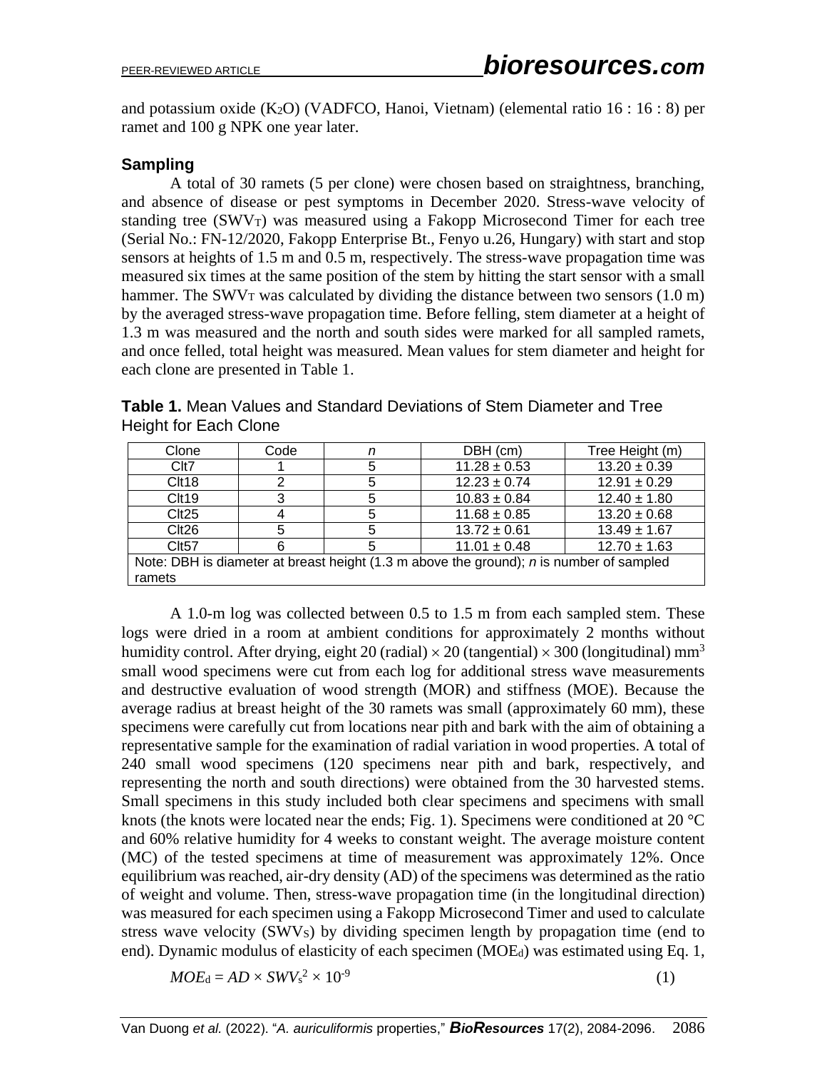and potassium oxide ($K_2O$) (VADFCO, Hanoi, Vietnam) (elemental ratio 16 : 16 : 8) per ramet and 100 g NPK one year later.

### Sampling

A total of 30 ramets (5 per clone) were chosen based on straightness, branching, and absence of disease or pest symptoms in December 2020. Stress-wave velocity of standing tree ($SWV_T$) was measured using a Fakopp Microsecond Timer for each tree (Serial No.: FN-12/2020, Fakopp Enterprise Bt., Fenyo u.26, Hungary) with start and stop sensors at heights of 1.5 m and 0.5 m, respectively. The stress-wave propagation time was measured six times at the same position of the stem by hitting the start sensor with a small hammer. The $SWV_T$ was calculated by dividing the distance between two sensors (1.0 m) by the averaged stress-wave propagation time. Before felling, stem diameter at a height of 1.3 m was measured and the north and south sides were marked for all sampled ramets, and once felled, total height was measured. Mean values for stem diameter and height for each clone are presented in Table 1.

**Table 1.** Mean Values and Standard Deviations of Stem Diameter and Tree Height for Each Clone

| Clone | Code | *n* | DBH (cm) | Tree Height (m) |
|---|---|---|---|---|
| Clt7 | 1 | 5 | 11.28 ± 0.53 | 13.20 ± 0.39 |
| Clt18 | 2 | 5 | 12.23 ± 0.74 | 12.91 ± 0.29 |
| Clt19 | 3 | 5 | 10.83 ± 0.84 | 12.40 ± 1.80 |
| Clt25 | 4 | 5 | 11.68 ± 0.85 | 13.20 ± 0.68 |
| Clt26 | 5 | 5 | 13.72 ± 0.61 | 13.49 ± 1.67 |
| Clt57 | 6 | 5 | 11.01 ± 0.48 | 12.70 ± 1.63 |

Note: DBH is diameter at breast height (1.3 m above the ground); *n* is number of sampled ramets

A 1.0-m log was collected between 0.5 to 1.5 m from each sampled stem. These logs were dried in a room at ambient conditions for approximately 2 months without humidity control. After drying, eight 20 (radial) × 20 (tangential) × 300 (longitudinal) $mm^3$ small wood specimens were cut from each log for additional stress wave measurements and destructive evaluation of wood strength (MOR) and stiffness (MOE). Because the average radius at breast height of the 30 ramets was small (approximately 60 mm), these specimens were carefully cut from locations near pith and bark with the aim of obtaining a representative sample for the examination of radial variation in wood properties. A total of 240 small wood specimens (120 specimens near pith and bark, respectively, and representing the north and south directions) were obtained from the 30 harvested stems. Small specimens in this study included both clear specimens and specimens with small knots (the knots were located near the ends; Fig. 1). Specimens were conditioned at 20 °C and 60% relative humidity for 4 weeks to constant weight. The average moisture content (MC) of the tested specimens at time of measurement was approximately 12%. Once equilibrium was reached, air-dry density (AD) of the specimens was determined as the ratio of weight and volume. Then, stress-wave propagation time (in the longitudinal direction) was measured for each specimen using a Fakopp Microsecond Timer and used to calculate stress wave velocity ($SWV_S$) by dividing specimen length by propagation time (end to end). Dynamic modulus of elasticity of each specimen ($MOE_d$) was estimated using Eq. 1,

$$MOE_d = AD \times SWV_s^2 \times 10^{-9} \tag{1}$$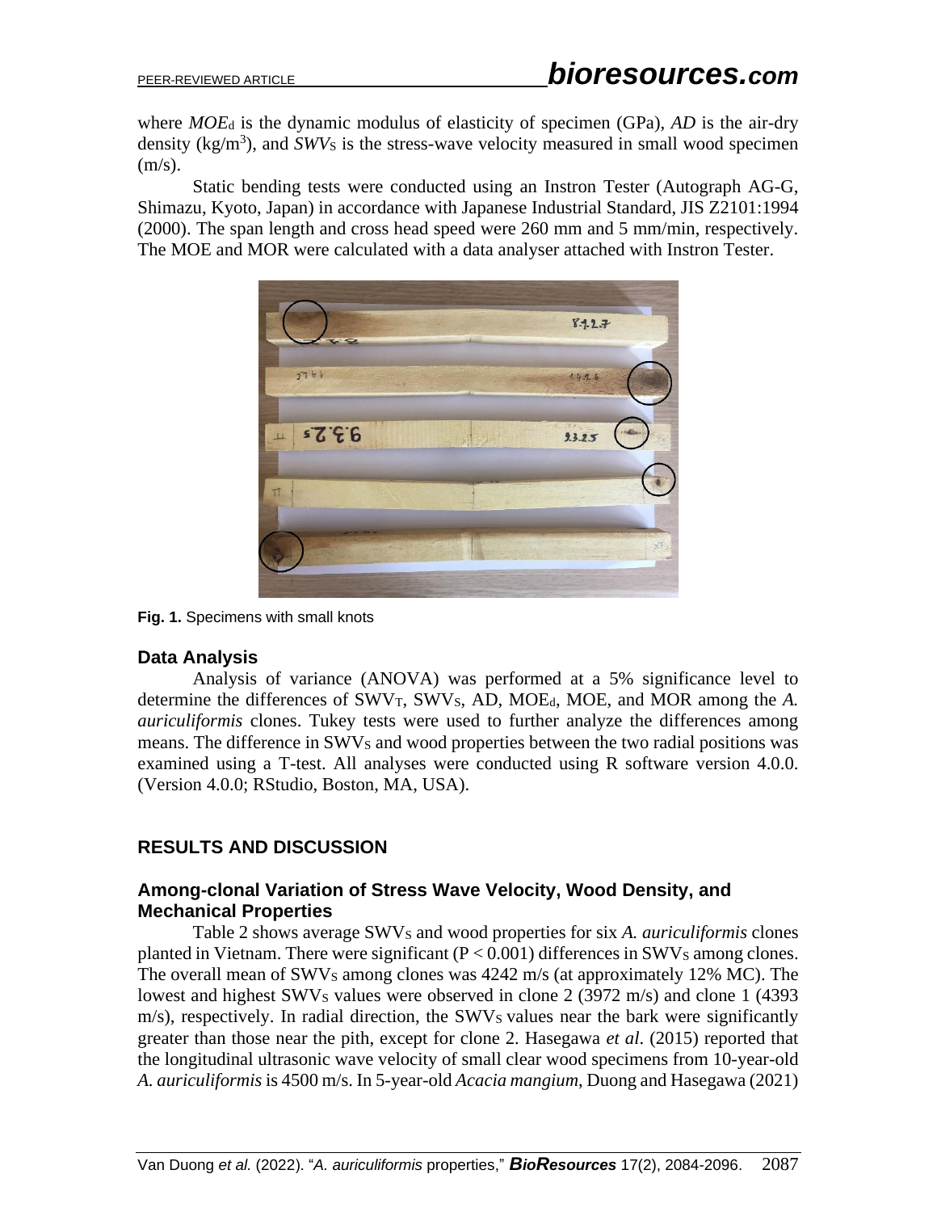where $MOE_d$ is the dynamic modulus of elasticity of specimen (GPa), *AD* is the air-dry density (kg/m$^3$), and $SWV_S$ is the stress-wave velocity measured in small wood specimen (m/s).

Static bending tests were conducted using an Instron Tester (Autograph AG-G, Shimazu, Kyoto, Japan) in accordance with Japanese Industrial Standard, JIS Z2101:1994 (2000). The span length and cross head speed were 260 mm and 5 mm/min, respectively. The MOE and MOR were calculated with a data analyser attached with Instron Tester.

**Fig. 1.** Specimens with small knots

### Data Analysis

Analysis of variance (ANOVA) was performed at a 5% significance level to determine the differences of $SWV_T$, $SWV_S$, AD, $MOE_d$, MOE, and MOR among the *A. auriculiformis* clones. Tukey tests were used to further analyze the differences among means. The difference in $SWV_S$ and wood properties between the two radial positions was examined using a T-test. All analyses were conducted using R software version 4.0.0. (Version 4.0.0; RStudio, Boston, MA, USA).

## RESULTS AND DISCUSSION

### Among-clonal Variation of Stress Wave Velocity, Wood Density, and Mechanical Properties

Table 2 shows average $SWV_S$ and wood properties for six *A. auriculiformis* clones planted in Vietnam. There were significant ($P < 0.001$) differences in $SWV_S$ among clones. The overall mean of $SWV_S$ among clones was 4242 m/s (at approximately 12% MC). The lowest and highest $SWV_S$ values were observed in clone 2 (3972 m/s) and clone 1 (4393 m/s), respectively. In radial direction, the $SWV_S$ values near the bark were significantly greater than those near the pith, except for clone 2. Hasegawa *et al*. (2015) reported that the longitudinal ultrasonic wave velocity of small clear wood specimens from 10-year-old *A. auriculiformis* is 4500 m/s. In 5-year-old *Acacia mangium*, Duong and Hasegawa (2021)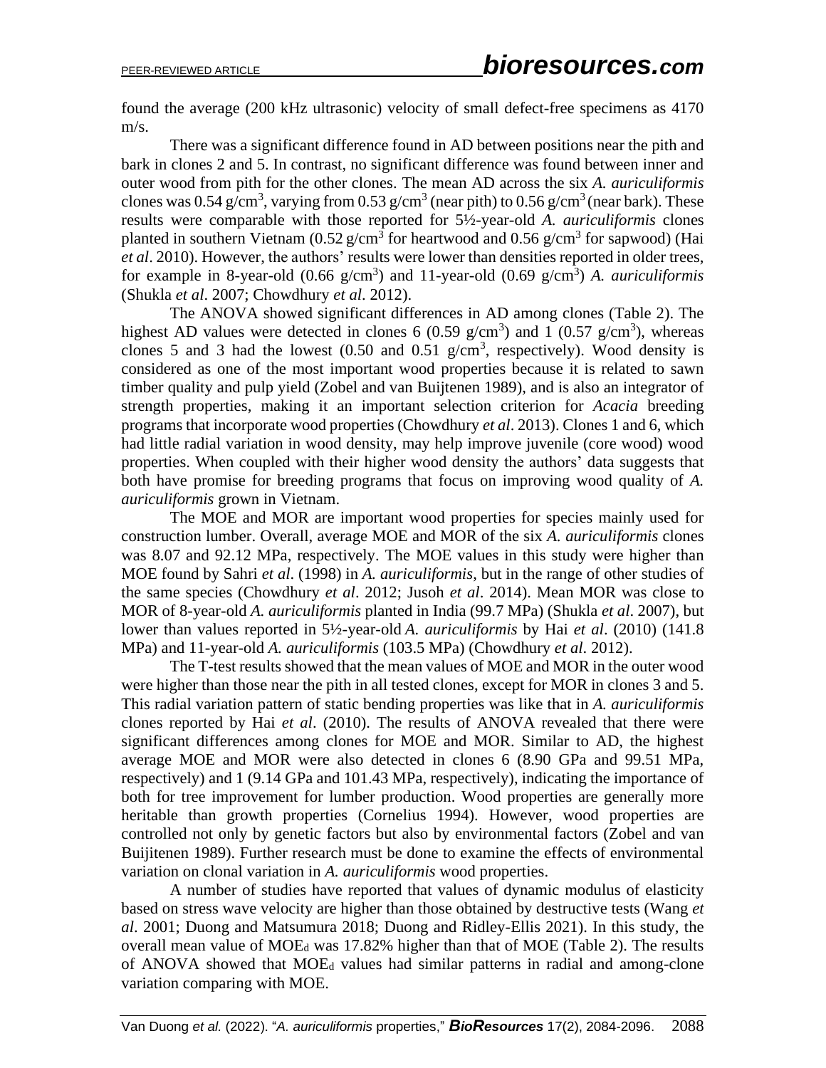found the average (200 kHz ultrasonic) velocity of small defect-free specimens as 4170 m/s.

There was a significant difference found in AD between positions near the pith and bark in clones 2 and 5. In contrast, no significant difference was found between inner and outer wood from pith for the other clones. The mean AD across the six *A. auriculiformis* clones was 0.54 g/cm$^3$, varying from 0.53 g/cm$^3$ (near pith) to 0.56 g/cm$^3$ (near bark). These results were comparable with those reported for 5½-year-old *A. auriculiformis* clones planted in southern Vietnam (0.52 g/cm$^3$ for heartwood and 0.56 g/cm$^3$ for sapwood) (Hai *et al*. 2010). However, the authors' results were lower than densities reported in older trees, for example in 8-year-old (0.66 g/cm$^3$) and 11-year-old (0.69 g/cm$^3$) *A. auriculiformis* (Shukla *et al*. 2007; Chowdhury *et al*. 2012).

The ANOVA showed significant differences in AD among clones (Table 2). The highest AD values were detected in clones 6 (0.59 g/cm$^3$) and 1 (0.57 g/cm$^3$), whereas clones 5 and 3 had the lowest (0.50 and 0.51 g/cm$^3$, respectively). Wood density is considered as one of the most important wood properties because it is related to sawn timber quality and pulp yield (Zobel and van Buijtenen 1989), and is also an integrator of strength properties, making it an important selection criterion for *Acacia* breeding programs that incorporate wood properties (Chowdhury *et al*. 2013). Clones 1 and 6, which had little radial variation in wood density, may help improve juvenile (core wood) wood properties. When coupled with their higher wood density the authors' data suggests that both have promise for breeding programs that focus on improving wood quality of *A. auriculiformis* grown in Vietnam.

The MOE and MOR are important wood properties for species mainly used for construction lumber. Overall, average MOE and MOR of the six *A. auriculiformis* clones was 8.07 and 92.12 MPa, respectively. The MOE values in this study were higher than MOE found by Sahri *et al*. (1998) in *A. auriculiformis*, but in the range of other studies of the same species (Chowdhury *et al*. 2012; Jusoh *et al*. 2014). Mean MOR was close to MOR of 8-year-old *A. auriculiformis* planted in India (99.7 MPa) (Shukla *et al*. 2007), but lower than values reported in 5½-year-old *A. auriculiformis* by Hai *et al*. (2010) (141.8 MPa) and 11-year-old *A. auriculiformis* (103.5 MPa) (Chowdhury *et al*. 2012).

The T-test results showed that the mean values of MOE and MOR in the outer wood were higher than those near the pith in all tested clones, except for MOR in clones 3 and 5. This radial variation pattern of static bending properties was like that in *A. auriculiformis* clones reported by Hai *et al*. (2010). The results of ANOVA revealed that there were significant differences among clones for MOE and MOR. Similar to AD, the highest average MOE and MOR were also detected in clones 6 (8.90 GPa and 99.51 MPa, respectively) and 1 (9.14 GPa and 101.43 MPa, respectively), indicating the importance of both for tree improvement for lumber production. Wood properties are generally more heritable than growth properties (Cornelius 1994). However, wood properties are controlled not only by genetic factors but also by environmental factors (Zobel and van Buijitenen 1989). Further research must be done to examine the effects of environmental variation on clonal variation in *A. auriculiformis* wood properties.

A number of studies have reported that values of dynamic modulus of elasticity based on stress wave velocity are higher than those obtained by destructive tests (Wang *et al*. 2001; Duong and Matsumura 2018; Duong and Ridley-Ellis 2021). In this study, the overall mean value of $MOE_d$ was 17.82% higher than that of MOE (Table 2). The results of ANOVA showed that $MOE_d$ values had similar patterns in radial and among-clone variation comparing with MOE.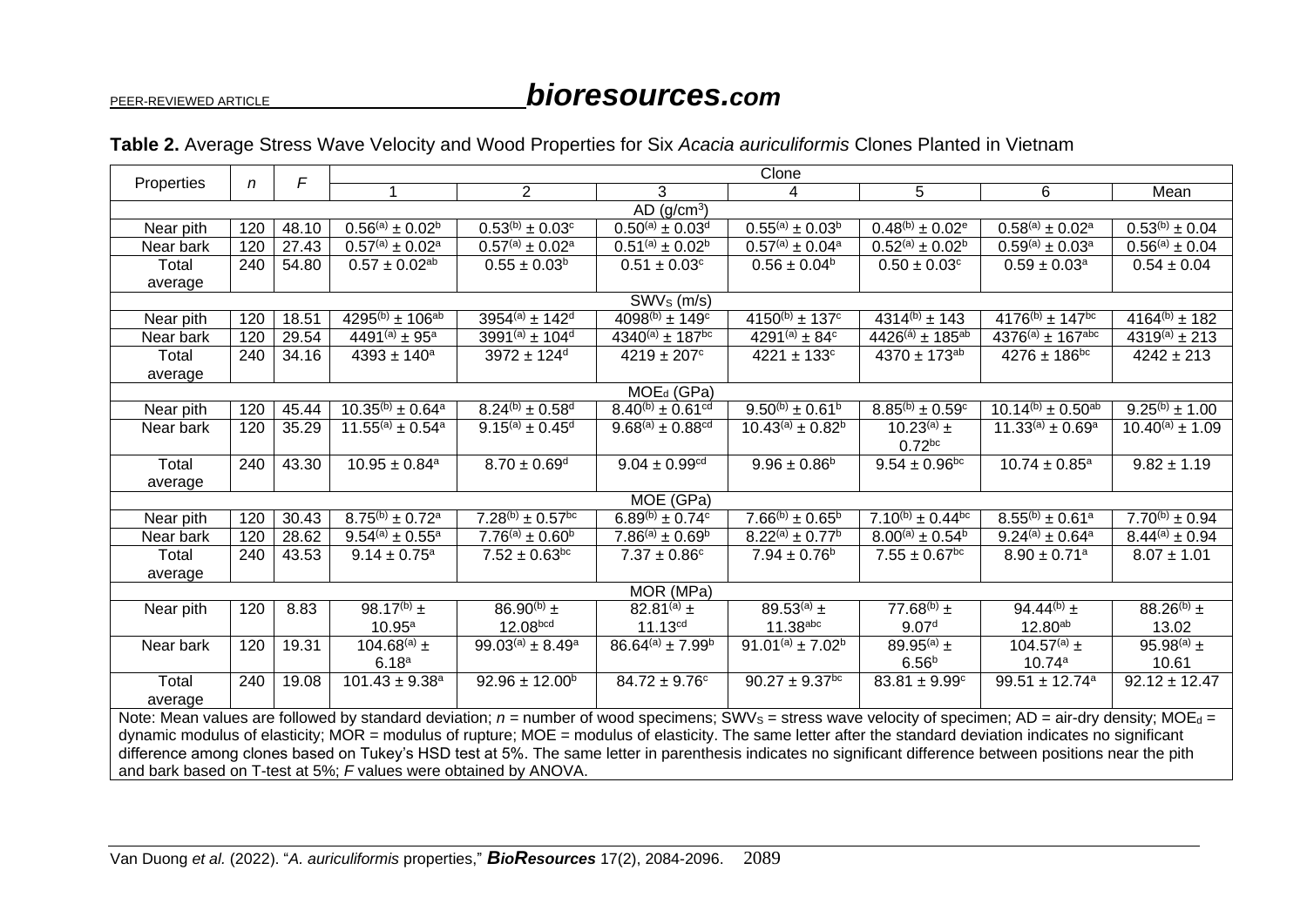**Table 2.** Average Stress Wave Velocity and Wood Properties for Six *Acacia auriculiformis* Clones Planted in Vietnam

| Properties | *n* | *F* | Clone | | | | | | |
|---|---|---|---|---|---|---|---|---|---|
| | | | 1 | 2 | 3 | 4 | 5 | 6 | Mean |
| AD ($g/cm^3$) | | | | | | | | | |
| Near pith | 120 | 48.10 | $0.56^{(a)} \pm 0.02^{b}$ | $0.53^{(b)} \pm 0.03^{c}$ | $0.50^{(a)} \pm 0.03^{d}$ | $0.55^{(a)} \pm 0.03^{b}$ | $0.48^{(b)} \pm 0.02^{e}$ | $0.58^{(a)} \pm 0.02^{a}$ | $0.53^{(b)} \pm 0.04$ |
| Near bark | 120 | 27.43 | $0.57^{(a)} \pm 0.02^{a}$ | $0.57^{(a)} \pm 0.02^{a}$ | $0.51^{(a)} \pm 0.02^{b}$ | $0.57^{(a)} \pm 0.04^{a}$ | $0.52^{(a)} \pm 0.02^{b}$ | $0.59^{(a)} \pm 0.03^{a}$ | $0.56^{(a)} \pm 0.04$ |
| Total average | 240 | 54.80 | $0.57 \pm 0.02^{ab}$ | $0.55 \pm 0.03^{b}$ | $0.51 \pm 0.03^{c}$ | $0.56 \pm 0.04^{b}$ | $0.50 \pm 0.03^{c}$ | $0.59 \pm 0.03^{a}$ | $0.54 \pm 0.04$ |
| $SWV_S$ (m/s) | | | | | | | | | |
| Near pith | 120 | 18.51 | $4295^{(b)} \pm 106^{ab}$ | $3954^{(a)} \pm 142^{d}$ | $4098^{(b)} \pm 149^{c}$ | $4150^{(b)} \pm 137^{c}$ | $4314^{(b)} \pm 143$ | $4176^{(b)} \pm 147^{bc}$ | $4164^{(b)} \pm 182$ |
| Near bark | 120 | 29.54 | $4491^{(a)} \pm 95^{a}$ | $3991^{(a)} \pm 104^{d}$ | $4340^{(a)} \pm 187^{bc}$ | $4291^{(a)} \pm 84^{c}$ | $4426^{(a)} \pm 185^{ab}$ | $4376^{(a)} \pm 167^{abc}$ | $4319^{(a)} \pm 213$ |
| Total average | 240 | 34.16 | $4393 \pm 140^{a}$ | $3972 \pm 124^{d}$ | $4219 \pm 207^{c}$ | $4221 \pm 133^{c}$ | $4370 \pm 173^{ab}$ | $4276 \pm 186^{bc}$ | $4242 \pm 213$ |
| $MOE_d$ (GPa) | | | | | | | | | |
| Near pith | 120 | 45.44 | $10.35^{(b)} \pm 0.64^{a}$ | $8.24^{(b)} \pm 0.58^{d}$ | $8.40^{(b)} \pm 0.61^{cd}$ | $9.50^{(b)} \pm 0.61^{b}$ | $8.85^{(b)} \pm 0.59^{c}$ | $10.14^{(b)} \pm 0.50^{ab}$ | $9.25^{(b)} \pm 1.00$ |
| Near bark | 120 | 35.29 | $11.55^{(a)} \pm 0.54^{a}$ | $9.15^{(a)} \pm 0.45^{d}$ | $9.68^{(a)} \pm 0.88^{cd}$ | $10.43^{(a)} \pm 0.82^{b}$ | $10.23^{(a)} \pm 0.72^{bc}$ | $11.33^{(a)} \pm 0.69^{a}$ | $10.40^{(a)} \pm 1.09$ |
| Total average | 240 | 43.30 | $10.95 \pm 0.84^{a}$ | $8.70 \pm 0.69^{d}$ | $9.04 \pm 0.99^{cd}$ | $9.96 \pm 0.86^{b}$ | $9.54 \pm 0.96^{bc}$ | $10.74 \pm 0.85^{a}$ | $9.82 \pm 1.19$ |
| MOE (GPa) | | | | | | | | | |
| Near pith | 120 | 30.43 | $8.75^{(b)} \pm 0.72^{a}$ | $7.28^{(b)} \pm 0.57^{bc}$ | $6.89^{(b)} \pm 0.74^{c}$ | $7.66^{(b)} \pm 0.65^{b}$ | $7.10^{(b)} \pm 0.44^{bc}$ | $8.55^{(b)} \pm 0.61^{a}$ | $7.70^{(b)} \pm 0.94$ |
| Near bark | 120 | 28.62 | $9.54^{(a)} \pm 0.55^{a}$ | $7.76^{(a)} \pm 0.60^{b}$ | $7.86^{(a)} \pm 0.69^{b}$ | $8.22^{(a)} \pm 0.77^{b}$ | $8.00^{(a)} \pm 0.54^{b}$ | $9.24^{(a)} \pm 0.64^{a}$ | $8.44^{(a)} \pm 0.94$ |
| Total average | 240 | 43.53 | $9.14 \pm 0.75^{a}$ | $7.52 \pm 0.63^{bc}$ | $7.37 \pm 0.86^{c}$ | $7.94 \pm 0.76^{b}$ | $7.55 \pm 0.67^{bc}$ | $8.90 \pm 0.71^{a}$ | $8.07 \pm 1.01$ |
| MOR (MPa) | | | | | | | | | |
| Near pith | 120 | 8.83 | $98.17^{(b)} \pm 10.95^{a}$ | $86.90^{(b)} \pm 12.08^{bcd}$ | $82.81^{(a)} \pm 11.13^{cd}$ | $89.53^{(a)} \pm 11.38^{abc}$ | $77.68^{(b)} \pm 9.07^{d}$ | $94.44^{(b)} \pm 12.80^{ab}$ | $88.26^{(b)} \pm 13.02$ |
| Near bark | 120 | 19.31 | $104.68^{(a)} \pm 6.18^{a}$ | $99.03^{(a)} \pm 8.49^{a}$ | $86.64^{(a)} \pm 7.99^{b}$ | $91.01^{(a)} \pm 7.02^{b}$ | $89.95^{(a)} \pm 6.56^{b}$ | $104.57^{(a)} \pm 10.74^{a}$ | $95.98^{(a)} \pm 10.61$ |
| Total average | 240 | 19.08 | $101.43 \pm 9.38^{a}$ | $92.96 \pm 12.00^{b}$ | $84.72 \pm 9.76^{c}$ | $90.27 \pm 9.37^{bc}$ | $83.81 \pm 9.99^{c}$ | $99.51 \pm 12.74^{a}$ | $92.12 \pm 12.47$ |

Note: Mean values are followed by standard deviation; *n* = number of wood specimens; $SWV_S$ = stress wave velocity of specimen; AD = air-dry density; $MOE_d$ = dynamic modulus of elasticity; MOR = modulus of rupture; MOE = modulus of elasticity. The same letter after the standard deviation indicates no significant difference among clones based on Tukey's HSD test at 5%. The same letter in parenthesis indicates no significant difference between positions near the pith and bark based on T-test at 5%; *F* values were obtained by ANOVA.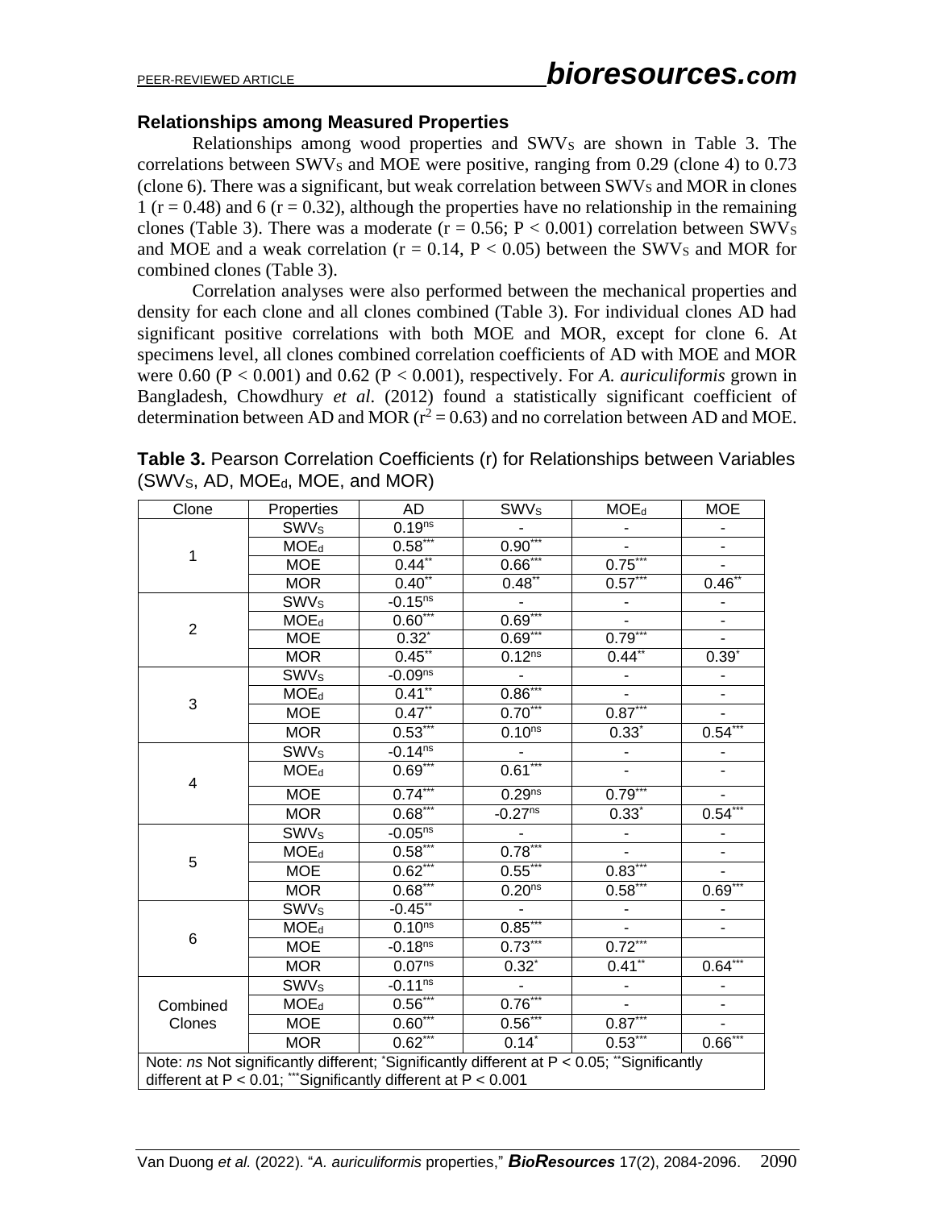### Relationships among Measured Properties

Relationships among wood properties and $SWV_S$ are shown in Table 3. The correlations between $SWV_S$ and MOE were positive, ranging from 0.29 (clone 4) to 0.73 (clone 6). There was a significant, but weak correlation between $SWV_S$ and MOR in clones 1 ($r = 0.48$) and 6 ($r = 0.32$), although the properties have no relationship in the remaining clones (Table 3). There was a moderate ($r = 0.56$; $P < 0.001$) correlation between $SWV_S$ and MOE and a weak correlation ($r = 0.14$, $P < 0.05$) between the $SWV_S$ and MOR for combined clones (Table 3).

Correlation analyses were also performed between the mechanical properties and density for each clone and all clones combined (Table 3). For individual clones AD had significant positive correlations with both MOE and MOR, except for clone 6. At specimens level, all clones combined correlation coefficients of AD with MOE and MOR were 0.60 ($P < 0.001$) and 0.62 ($P < 0.001$), respectively. For *A. auriculiformis* grown in Bangladesh, Chowdhury *et al*. (2012) found a statistically significant coefficient of determination between AD and MOR ($r^2 = 0.63$) and no correlation between AD and MOE.

**Table 3.** Pearson Correlation Coefficients (r) for Relationships between Variables ($SWV_S$, AD, $MOE_d$, MOE, and MOR)

| Clone | Properties | AD | $SWV_S$ | $MOE_d$ | MOE |
|---|---|---|---|---|---|
| 1 | $SWV_S$ | $0.19^{ns}$ | - | - | - |
| | $MOE_d$ | $0.58^{***}$ | $0.90^{***}$ | - | - |
| | MOE | $0.44^{**}$ | $0.66^{***}$ | $0.75^{***}$ | - |
| | MOR | $0.40^{**}$ | $0.48^{**}$ | $0.57^{***}$ | $0.46^{**}$ |
| 2 | $SWV_S$ | $-0.15^{ns}$ | - | - | - |
| | $MOE_d$ | $0.60^{***}$ | $0.69^{***}$ | - | - |
| | MOE | $0.32^{*}$ | $0.69^{***}$ | $0.79^{***}$ | - |
| | MOR | $0.45^{**}$ | $0.12^{ns}$ | $0.44^{**}$ | $0.39^{*}$ |
| 3 | $SWV_S$ | $-0.09^{ns}$ | - | - | - |
| | $MOE_d$ | $0.41^{**}$ | $0.86^{***}$ | - | - |
| | MOE | $0.47^{**}$ | $0.70^{***}$ | $0.87^{***}$ | - |
| | MOR | $0.53^{***}$ | $0.10^{ns}$ | $0.33^{*}$ | $0.54^{***}$ |
| 4 | $SWV_S$ | $-0.14^{ns}$ | - | - | - |
| | $MOE_d$ | $0.69^{***}$ | $0.61^{***}$ | - | - |
| | MOE | $0.74^{***}$ | $0.29^{ns}$ | $0.79^{***}$ | - |
| | MOR | $0.68^{***}$ | $-0.27^{ns}$ | $0.33^{*}$ | $0.54^{***}$ |
| 5 | $SWV_S$ | $-0.05^{ns}$ | - | - | - |
| | $MOE_d$ | $0.58^{***}$ | $0.78^{***}$ | - | - |
| | MOE | $0.62^{***}$ | $0.55^{***}$ | $0.83^{***}$ | - |
| | MOR | $0.68^{***}$ | $0.20^{ns}$ | $0.58^{***}$ | $0.69^{***}$ |
| 6 | $SWV_S$ | $-0.45^{**}$ | - | - | - |
| | $MOE_d$ | $0.10^{ns}$ | $0.85^{***}$ | - | - |
| | MOE | $-0.18^{ns}$ | $0.73^{***}$ | $0.72^{***}$ | |
| | MOR | $0.07^{ns}$ | $0.32^{*}$ | $0.41^{**}$ | $0.64^{***}$ |
| Combined Clones | $SWV_S$ | $-0.11^{ns}$ | - | - | - |
| | $MOE_d$ | $0.56^{***}$ | $0.76^{***}$ | - | - |
| | MOE | $0.60^{***}$ | $0.56^{***}$ | $0.87^{***}$ | - |
| | MOR | $0.62^{***}$ | $0.14^{*}$ | $0.53^{***}$ | $0.66^{***}$ |

Note: *ns* Not significantly different; $^{*}$Significantly different at $P < 0.05$; $^{**}$Significantly different at $P < 0.01$; $^{***}$Significantly different at $P < 0.001$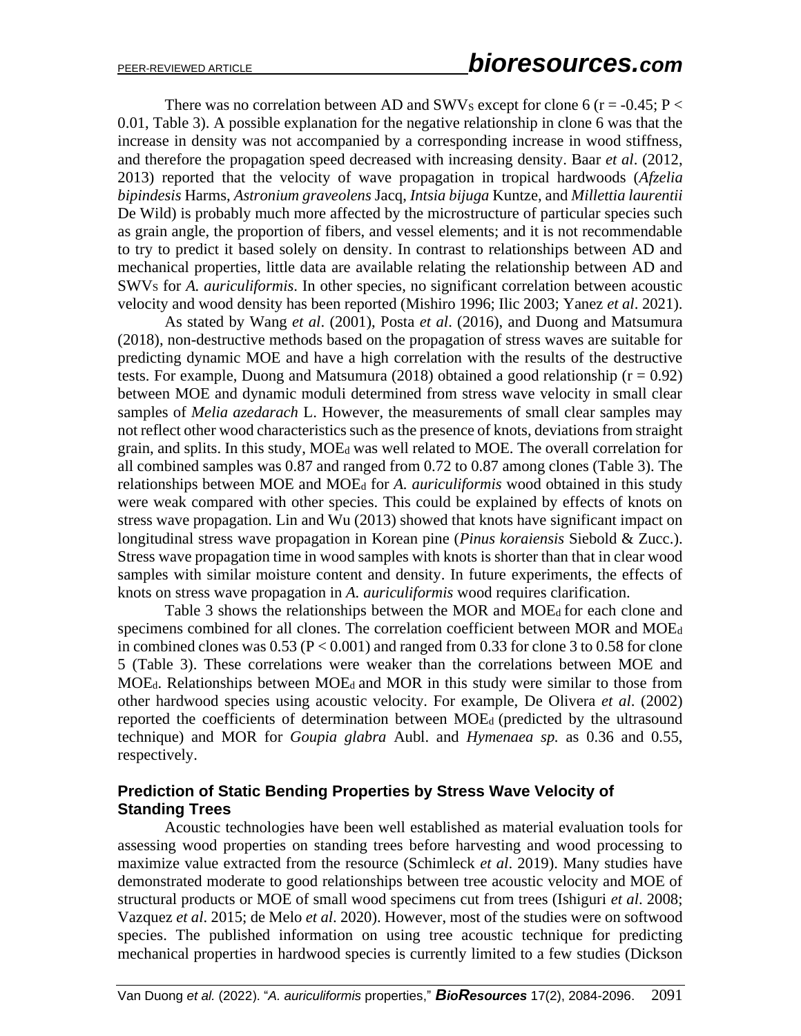There was no correlation between AD and $SWV_S$ except for clone 6 ($r = -0.45$; $P < 0.01$, Table 3). A possible explanation for the negative relationship in clone 6 was that the increase in density was not accompanied by a corresponding increase in wood stiffness, and therefore the propagation speed decreased with increasing density. Baar *et al*. (2012, 2013) reported that the velocity of wave propagation in tropical hardwoods (*Afzelia bipindesis* Harms, *Astronium graveolens* Jacq, *Intsia bijuga* Kuntze, and *Millettia laurentii* De Wild) is probably much more affected by the microstructure of particular species such as grain angle, the proportion of fibers, and vessel elements; and it is not recommendable to try to predict it based solely on density. In contrast to relationships between AD and mechanical properties, little data are available relating the relationship between AD and $SWV_S$ for *A. auriculiformis*. In other species, no significant correlation between acoustic velocity and wood density has been reported (Mishiro 1996; Ilic 2003; Yanez *et al*. 2021).

As stated by Wang *et al*. (2001), Posta *et al*. (2016), and Duong and Matsumura (2018), non-destructive methods based on the propagation of stress waves are suitable for predicting dynamic MOE and have a high correlation with the results of the destructive tests. For example, Duong and Matsumura (2018) obtained a good relationship ($r = 0.92$) between MOE and dynamic moduli determined from stress wave velocity in small clear samples of *Melia azedarach* L. However, the measurements of small clear samples may not reflect other wood characteristics such as the presence of knots, deviations from straight grain, and splits. In this study, $MOE_d$ was well related to MOE. The overall correlation for all combined samples was 0.87 and ranged from 0.72 to 0.87 among clones (Table 3). The relationships between MOE and $MOE_d$ for *A. auriculiformis* wood obtained in this study were weak compared with other species. This could be explained by effects of knots on stress wave propagation. Lin and Wu (2013) showed that knots have significant impact on longitudinal stress wave propagation in Korean pine (*Pinus koraiensis* Siebold & Zucc.). Stress wave propagation time in wood samples with knots is shorter than that in clear wood samples with similar moisture content and density. In future experiments, the effects of knots on stress wave propagation in *A. auriculiformis* wood requires clarification.

Table 3 shows the relationships between the MOR and $MOE_d$ for each clone and specimens combined for all clones. The correlation coefficient between MOR and $MOE_d$ in combined clones was 0.53 ($P < 0.001$) and ranged from 0.33 for clone 3 to 0.58 for clone 5 (Table 3). These correlations were weaker than the correlations between MOE and $MOE_d$. Relationships between $MOE_d$ and MOR in this study were similar to those from other hardwood species using acoustic velocity. For example, De Olivera *et al.* (2002) reported the coefficients of determination between $MOE_d$ (predicted by the ultrasound technique) and MOR for *Goupia glabra* Aubl. and *Hymenaea sp.* as 0.36 and 0.55, respectively.

### Prediction of Static Bending Properties by Stress Wave Velocity of Standing Trees

Acoustic technologies have been well established as material evaluation tools for assessing wood properties on standing trees before harvesting and wood processing to maximize value extracted from the resource (Schimleck *et al*. 2019). Many studies have demonstrated moderate to good relationships between tree acoustic velocity and MOE of structural products or MOE of small wood specimens cut from trees (Ishiguri *et al*. 2008; Vazquez *et al*. 2015; de Melo *et al*. 2020). However, most of the studies were on softwood species. The published information on using tree acoustic technique for predicting mechanical properties in hardwood species is currently limited to a few studies (Dickson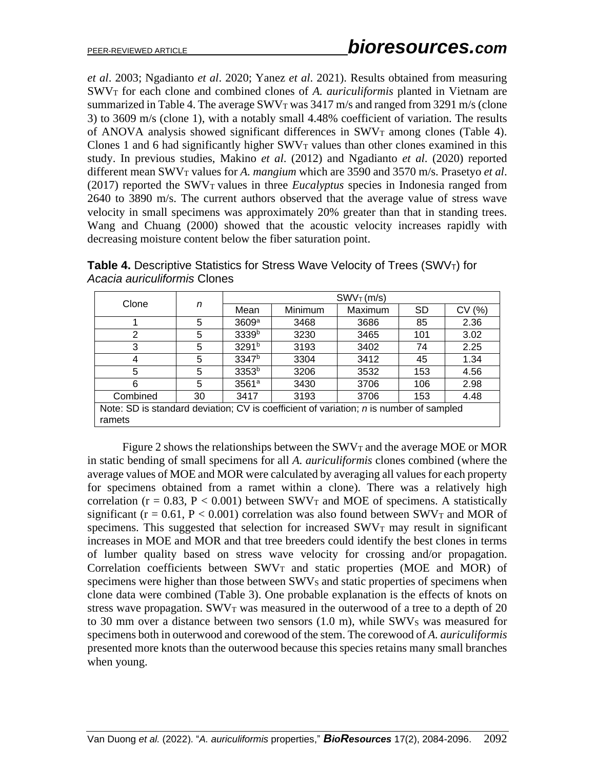*et al*. 2003; Ngadianto *et al*. 2020; Yanez *et al*. 2021). Results obtained from measuring $SWV_T$ for each clone and combined clones of *A. auriculiformis* planted in Vietnam are summarized in Table 4. The average $SWV_T$ was 3417 m/s and ranged from 3291 m/s (clone 3) to 3609 m/s (clone 1), with a notably small 4.48% coefficient of variation. The results of ANOVA analysis showed significant differences in $SWV_T$ among clones (Table 4). Clones 1 and 6 had significantly higher $SWV_T$ values than other clones examined in this study. In previous studies, Makino *et al*. (2012) and Ngadianto *et al*. (2020) reported different mean $SWV_T$ values for *A. mangium* which are 3590 and 3570 m/s. Prasetyo *et al*. (2017) reported the $SWV_T$ values in three *Eucalyptus* species in Indonesia ranged from 2640 to 3890 m/s. The current authors observed that the average value of stress wave velocity in small specimens was approximately 20% greater than that in standing trees. Wang and Chuang (2000) showed that the acoustic velocity increases rapidly with decreasing moisture content below the fiber saturation point.

**Table 4.** Descriptive Statistics for Stress Wave Velocity of Trees ($SWV_T$) for *Acacia auriculiformis* Clones

| Clone | *n* | $SWV_T$ (m/s) | | | | |
|---|---|---|---|---|---|---|
| | | Mean | Minimum | Maximum | SD | CV (%) |
| 1 | 5 | 3609[a] | 3468 | 3686 | 85 | 2.36 |
| 2 | 5 | 3339[b] | 3230 | 3465 | 101 | 3.02 |
| 3 | 5 | 3291[b] | 3193 | 3402 | 74 | 2.25 |
| 4 | 5 | 3347[b] | 3304 | 3412 | 45 | 1.34 |
| 5 | 5 | 3353[b] | 3206 | 3532 | 153 | 4.56 |
| 6 | 5 | 3561[a] | 3430 | 3706 | 106 | 2.98 |
| Combined | 30 | 3417 | 3193 | 3706 | 153 | 4.48 |

Note: SD is standard deviation; CV is coefficient of variation; *n* is number of sampled ramets

Figure 2 shows the relationships between the $SWV_T$ and the average MOE or MOR in static bending of small specimens for all *A. auriculiformis* clones combined (where the average values of MOE and MOR were calculated by averaging all values for each property for specimens obtained from a ramet within a clone). There was a relatively high correlation ($r = 0.83$, $P < 0.001$) between $SWV_T$ and MOE of specimens. A statistically significant ($r = 0.61$, $P < 0.001$) correlation was also found between $SWV_T$ and MOR of specimens. This suggested that selection for increased $SWV_T$ may result in significant increases in MOE and MOR and that tree breeders could identify the best clones in terms of lumber quality based on stress wave velocity for crossing and/or propagation. Correlation coefficients between $SWV_T$ and static properties (MOE and MOR) of specimens were higher than those between $SWV_S$ and static properties of specimens when clone data were combined (Table 3). One probable explanation is the effects of knots on stress wave propagation. $SWV_T$ was measured in the outerwood of a tree to a depth of 20 to 30 mm over a distance between two sensors (1.0 m), while $SWV_S$ was measured for specimens both in outerwood and corewood of the stem. The corewood of *A. auriculiformis* presented more knots than the outerwood because this species retains many small branches when young.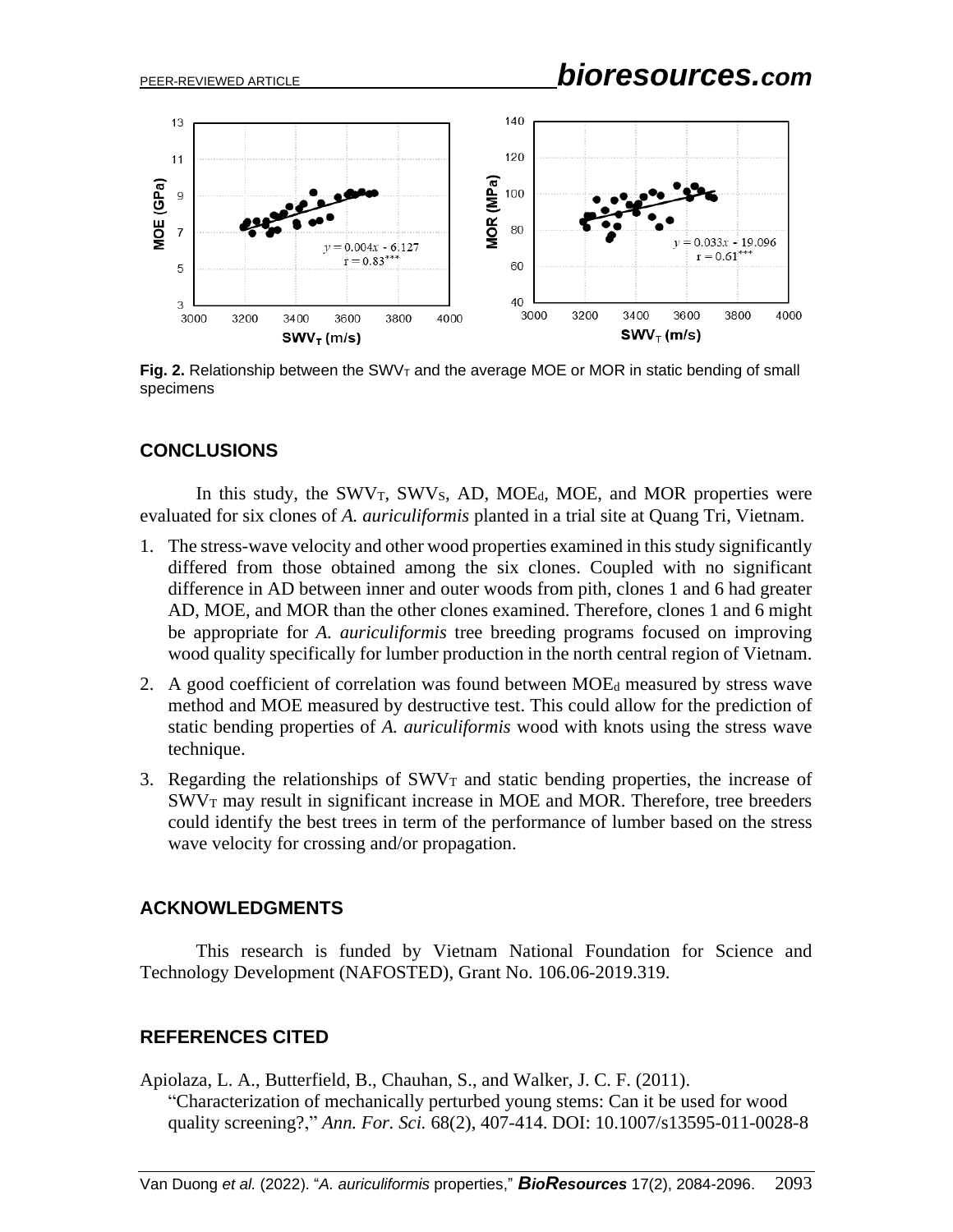Fig. 2. Relationship between the $SWV_T$ and the average MOE or MOR in static bending of small specimens

## CONCLUSIONS

In this study, the $SWV_T$, $SWV_S$, AD, $MOE_d$, MOE, and MOR properties were evaluated for six clones of *A. auriculiformis* planted in a trial site at Quang Tri, Vietnam.

1. The stress-wave velocity and other wood properties examined in this study significantly differed from those obtained among the six clones. Coupled with no significant difference in AD between inner and outer woods from pith, clones 1 and 6 had greater AD, MOE, and MOR than the other clones examined. Therefore, clones 1 and 6 might be appropriate for *A. auriculiformis* tree breeding programs focused on improving wood quality specifically for lumber production in the north central region of Vietnam.
2. A good coefficient of correlation was found between $MOE_d$ measured by stress wave method and MOE measured by destructive test. This could allow for the prediction of static bending properties of *A. auriculiformis* wood with knots using the stress wave technique.
3. Regarding the relationships of $SWV_T$ and static bending properties, the increase of $SWV_T$ may result in significant increase in MOE and MOR. Therefore, tree breeders could identify the best trees in term of the performance of lumber based on the stress wave velocity for crossing and/or propagation.

## ACKNOWLEDGMENTS

This research is funded by Vietnam National Foundation for Science and Technology Development (NAFOSTED), Grant No. 106.06-2019.319.

## REFERENCES CITED

Apiolaza, L. A., Butterfield, B., Chauhan, S., and Walker, J. C. F. (2011). "Characterization of mechanically perturbed young stems: Can it be used for wood quality screening?," *Ann. For. Sci.* 68(2), 407-414. DOI: 10.1007/s13595-011-0028-8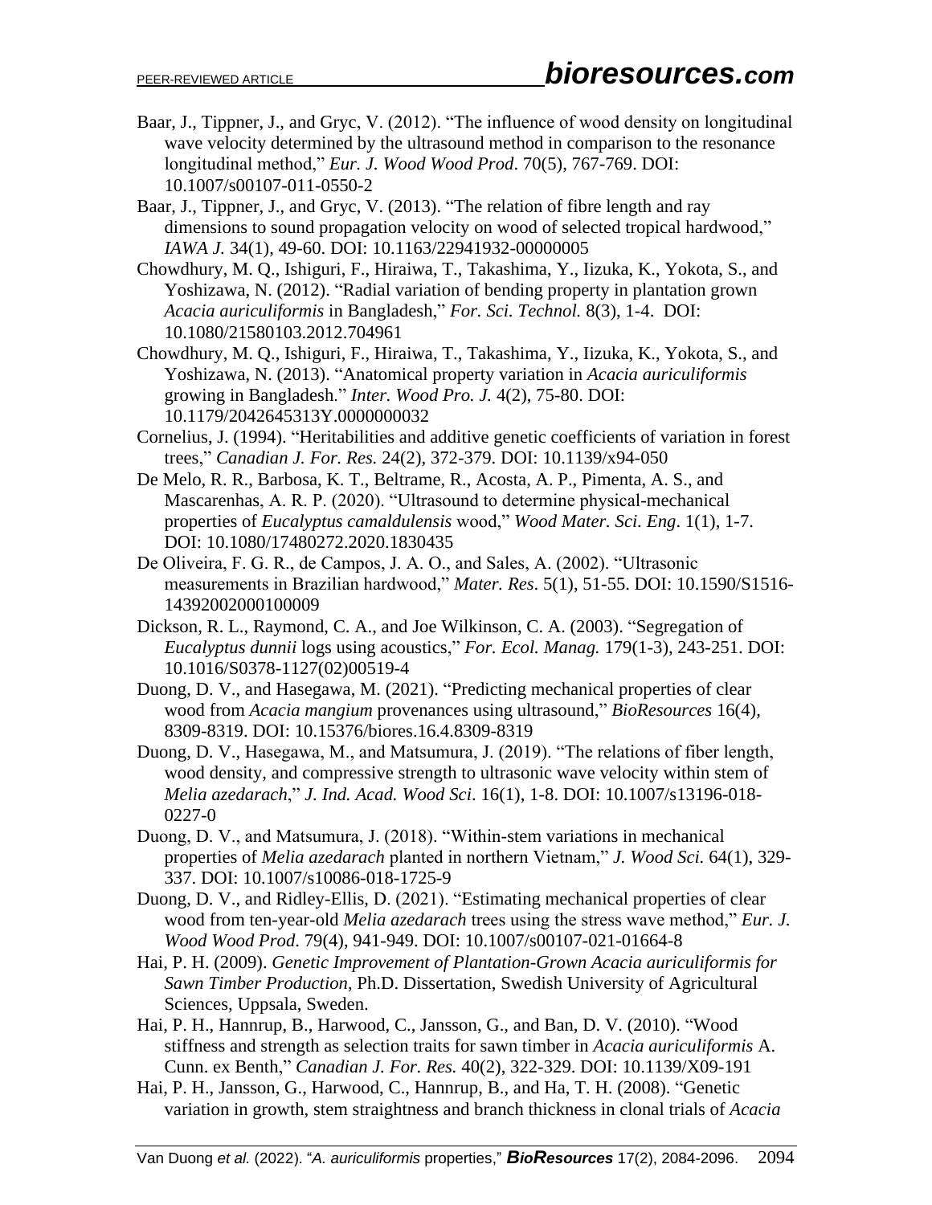Baar, J., Tippner, J., and Gryc, V. (2012). "The influence of wood density on longitudinal wave velocity determined by the ultrasound method in comparison to the resonance longitudinal method," *Eur. J. Wood Wood Prod*. 70(5), 767-769. DOI: 10.1007/s00107-011-0550-2

Baar, J., Tippner, J., and Gryc, V. (2013). "The relation of fibre length and ray dimensions to sound propagation velocity on wood of selected tropical hardwood," *IAWA J.* 34(1), 49-60. DOI: 10.1163/22941932-00000005

Chowdhury, M. Q., Ishiguri, F., Hiraiwa, T., Takashima, Y., Iizuka, K., Yokota, S., and Yoshizawa, N. (2012). "Radial variation of bending property in plantation grown *Acacia auriculiformis* in Bangladesh," *For. Sci. Technol.* 8(3), 1-4. DOI: 10.1080/21580103.2012.704961

Chowdhury, M. Q., Ishiguri, F., Hiraiwa, T., Takashima, Y., Iizuka, K., Yokota, S., and Yoshizawa, N. (2013). "Anatomical property variation in *Acacia auriculiformis* growing in Bangladesh." *Inter. Wood Pro. J.* 4(2), 75-80. DOI: 10.1179/2042645313Y.0000000032

Cornelius, J. (1994). "Heritabilities and additive genetic coefficients of variation in forest trees," *Canadian J. For. Res.* 24(2), 372-379. DOI: 10.1139/x94-050

De Melo, R. R., Barbosa, K. T., Beltrame, R., Acosta, A. P., Pimenta, A. S., and Mascarenhas, A. R. P. (2020). "Ultrasound to determine physical-mechanical properties of *Eucalyptus camaldulensis* wood," *Wood Mater. Sci. Eng*. 1(1), 1-7. DOI: 10.1080/17480272.2020.1830435

De Oliveira, F. G. R., de Campos, J. A. O., and Sales, A. (2002). "Ultrasonic measurements in Brazilian hardwood," *Mater. Res*. 5(1), 51-55. DOI: 10.1590/S1516-14392002000100009

Dickson, R. L., Raymond, C. A., and Joe Wilkinson, C. A. (2003). "Segregation of *Eucalyptus dunnii* logs using acoustics," *For. Ecol. Manag.* 179(1-3), 243-251. DOI: 10.1016/S0378-1127(02)00519-4

Duong, D. V., and Hasegawa, M. (2021). "Predicting mechanical properties of clear wood from *Acacia mangium* provenances using ultrasound," *BioResources* 16(4), 8309-8319. DOI: 10.15376/biores.16.4.8309-8319

Duong, D. V., Hasegawa, M., and Matsumura, J. (2019). "The relations of fiber length, wood density, and compressive strength to ultrasonic wave velocity within stem of *Melia azedarach*," *J. Ind. Acad. Wood Sci*. 16(1), 1-8. DOI: 10.1007/s13196-018-0227-0

Duong, D. V., and Matsumura, J. (2018). "Within-stem variations in mechanical properties of *Melia azedarach* planted in northern Vietnam," *J. Wood Sci.* 64(1), 329-337. DOI: 10.1007/s10086-018-1725-9

Duong, D. V., and Ridley-Ellis, D. (2021). "Estimating mechanical properties of clear wood from ten-year-old *Melia azedarach* trees using the stress wave method," *Eur. J. Wood Wood Prod.* 79(4), 941-949. DOI: 10.1007/s00107-021-01664-8

Hai, P. H. (2009). *Genetic Improvement of Plantation-Grown Acacia auriculiformis for Sawn Timber Production*, Ph.D. Dissertation, Swedish University of Agricultural Sciences, Uppsala, Sweden.

Hai, P. H., Hannrup, B., Harwood, C., Jansson, G., and Ban, D. V. (2010). "Wood stiffness and strength as selection traits for sawn timber in *Acacia auriculiformis* A. Cunn. ex Benth," *Canadian J. For. Res.* 40(2), 322-329. DOI: 10.1139/X09-191

Hai, P. H., Jansson, G., Harwood, C., Hannrup, B., and Ha, T. H. (2008). "Genetic variation in growth, stem straightness and branch thickness in clonal trials of *Acacia*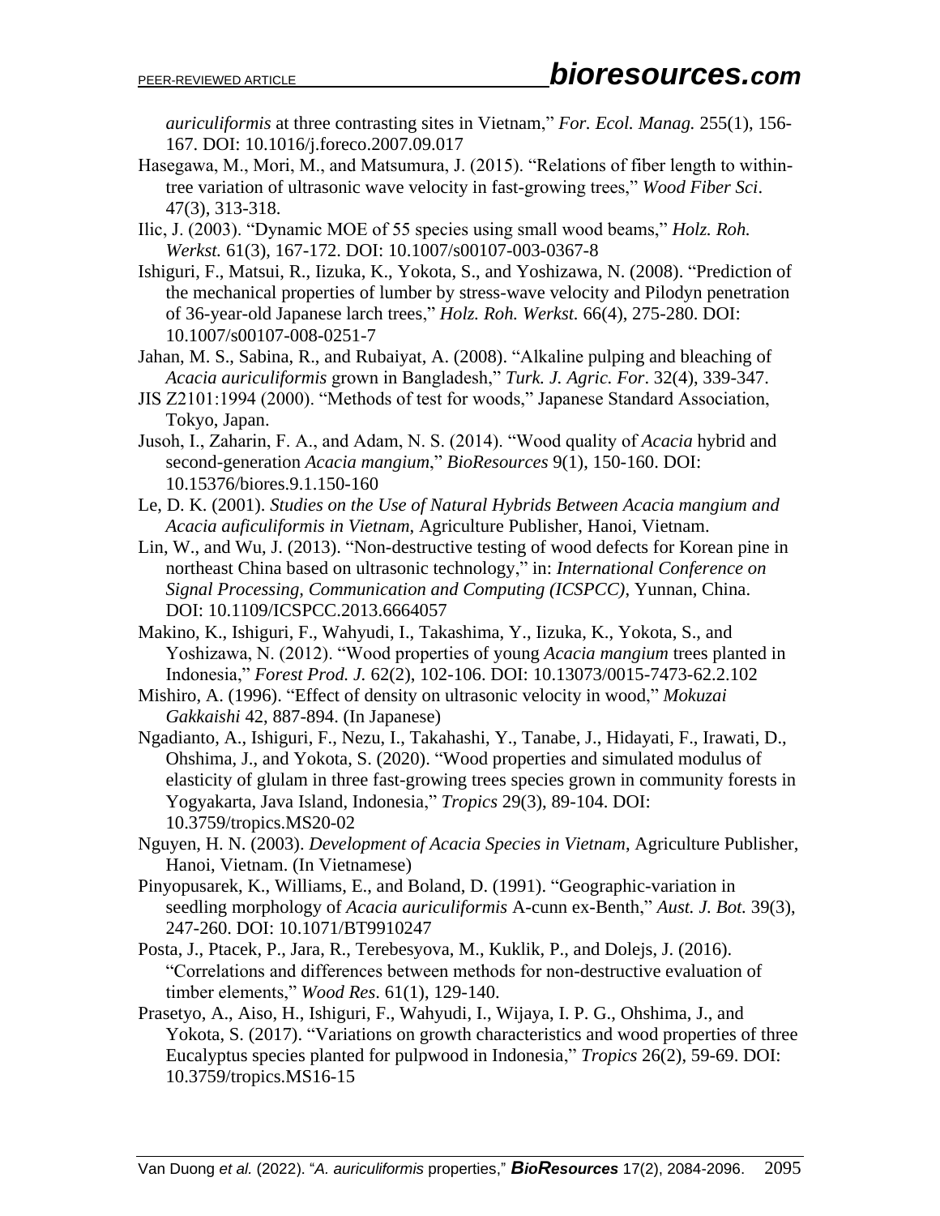*auriculiformis* at three contrasting sites in Vietnam," *For. Ecol. Manag.* 255(1), 156-167. DOI: 10.1016/j.foreco.2007.09.017

Hasegawa, M., Mori, M., and Matsumura, J. (2015). "Relations of fiber length to within-tree variation of ultrasonic wave velocity in fast-growing trees," *Wood Fiber Sci*. 47(3), 313-318.

Ilic, J. (2003). "Dynamic MOE of 55 species using small wood beams," *Holz. Roh. Werkst.* 61(3), 167-172. DOI: 10.1007/s00107-003-0367-8

Ishiguri, F., Matsui, R., Iizuka, K., Yokota, S., and Yoshizawa, N. (2008). "Prediction of the mechanical properties of lumber by stress-wave velocity and Pilodyn penetration of 36-year-old Japanese larch trees," *Holz. Roh. Werkst.* 66(4), 275-280. DOI: 10.1007/s00107-008-0251-7

Jahan, M. S., Sabina, R., and Rubaiyat, A. (2008). "Alkaline pulping and bleaching of *Acacia auriculiformis* grown in Bangladesh," *Turk. J. Agric. For*. 32(4), 339-347.

JIS Z2101:1994 (2000). "Methods of test for woods," Japanese Standard Association, Tokyo, Japan.

Jusoh, I., Zaharin, F. A., and Adam, N. S. (2014). "Wood quality of *Acacia* hybrid and second-generation *Acacia mangium*," *BioResources* 9(1), 150-160. DOI: 10.15376/biores.9.1.150-160

Le, D. K. (2001). *Studies on the Use of Natural Hybrids Between Acacia mangium and Acacia auficuliformis in Vietnam*, Agriculture Publisher, Hanoi, Vietnam.

Lin, W., and Wu, J. (2013). "Non-destructive testing of wood defects for Korean pine in northeast China based on ultrasonic technology," in: *International Conference on Signal Processing, Communication and Computing (ICSPCC)*, Yunnan, China. DOI: 10.1109/ICSPCC.2013.6664057

Makino, K., Ishiguri, F., Wahyudi, I., Takashima, Y., Iizuka, K., Yokota, S., and Yoshizawa, N. (2012). "Wood properties of young *Acacia mangium* trees planted in Indonesia," *Forest Prod. J.* 62(2), 102-106. DOI: 10.13073/0015-7473-62.2.102

Mishiro, A. (1996). "Effect of density on ultrasonic velocity in wood," *Mokuzai Gakkaishi* 42, 887-894. (In Japanese)

Ngadianto, A., Ishiguri, F., Nezu, I., Takahashi, Y., Tanabe, J., Hidayati, F., Irawati, D., Ohshima, J., and Yokota, S. (2020). "Wood properties and simulated modulus of elasticity of glulam in three fast-growing trees species grown in community forests in Yogyakarta, Java Island, Indonesia," *Tropics* 29(3), 89-104. DOI: 10.3759/tropics.MS20-02

Nguyen, H. N. (2003). *Development of Acacia Species in Vietnam*, Agriculture Publisher, Hanoi, Vietnam. (In Vietnamese)

Pinyopusarek, K., Williams, E., and Boland, D. (1991). "Geographic-variation in seedling morphology of *Acacia auriculiformis* A-cunn ex-Benth," *Aust. J. Bot.* 39(3), 247-260. DOI: 10.1071/BT9910247

Posta, J., Ptacek, P., Jara, R., Terebesyova, M., Kuklik, P., and Dolejs, J. (2016). "Correlations and differences between methods for non-destructive evaluation of timber elements," *Wood Res*. 61(1), 129-140.

Prasetyo, A., Aiso, H., Ishiguri, F., Wahyudi, I., Wijaya, I. P. G., Ohshima, J., and Yokota, S. (2017). "Variations on growth characteristics and wood properties of three Eucalyptus species planted for pulpwood in Indonesia," *Tropics* 26(2), 59-69. DOI: 10.3759/tropics.MS16-15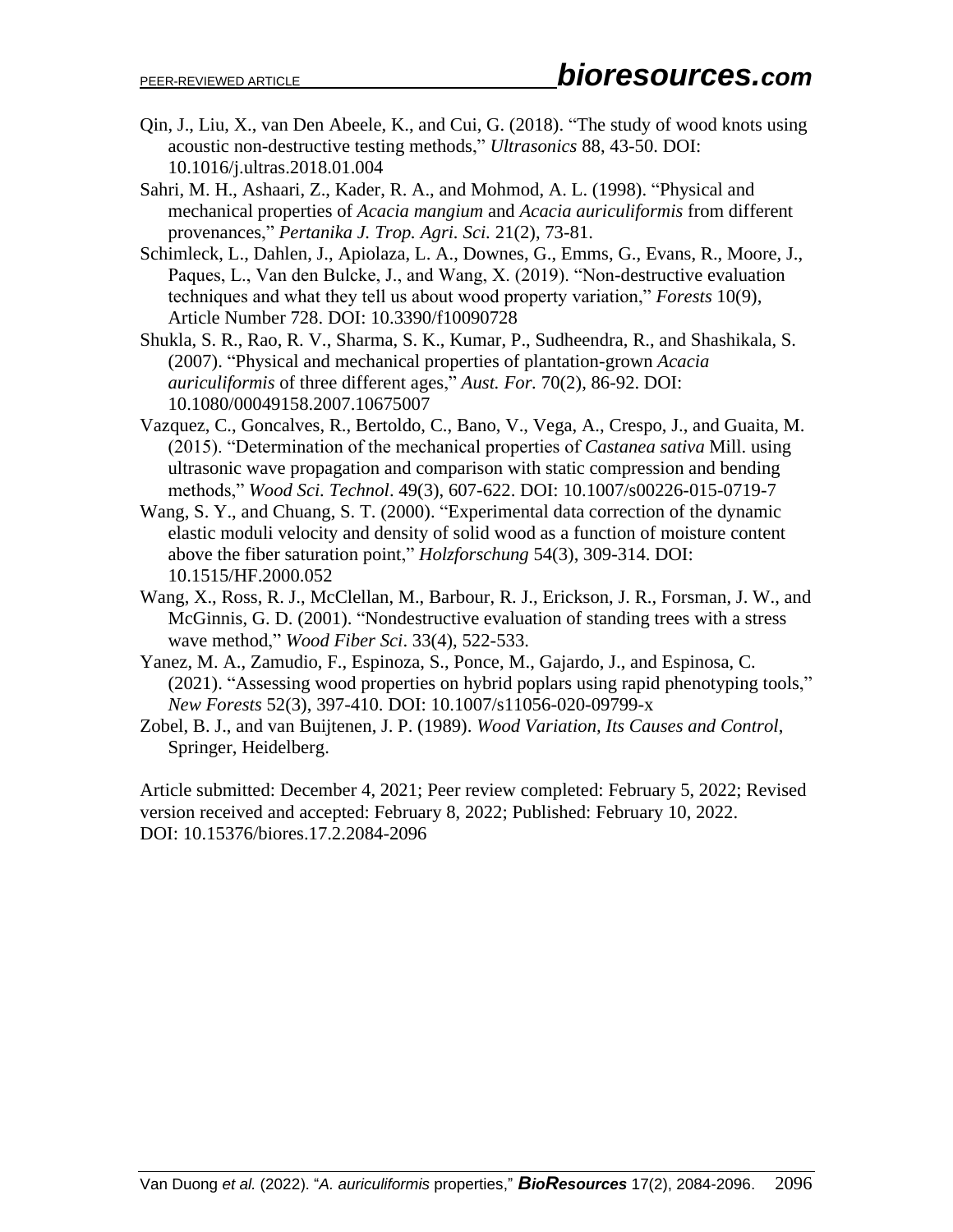Qin, J., Liu, X., van Den Abeele, K., and Cui, G. (2018). "The study of wood knots using acoustic non-destructive testing methods," *Ultrasonics* 88, 43-50. DOI: 10.1016/j.ultras.2018.01.004

Sahri, M. H., Ashaari, Z., Kader, R. A., and Mohmod, A. L. (1998). "Physical and mechanical properties of *Acacia mangium* and *Acacia auriculiformis* from different provenances," *Pertanika J. Trop. Agri. Sci.* 21(2), 73-81.

Schimleck, L., Dahlen, J., Apiolaza, L. A., Downes, G., Emms, G., Evans, R., Moore, J., Paques, L., Van den Bulcke, J., and Wang, X. (2019). "Non-destructive evaluation techniques and what they tell us about wood property variation," *Forests* 10(9), Article Number 728. DOI: 10.3390/f10090728

Shukla, S. R., Rao, R. V., Sharma, S. K., Kumar, P., Sudheendra, R., and Shashikala, S. (2007). "Physical and mechanical properties of plantation-grown *Acacia auriculiformis* of three different ages," *Aust. For.* 70(2), 86-92. DOI: 10.1080/00049158.2007.10675007

Vazquez, C., Goncalves, R., Bertoldo, C., Bano, V., Vega, A., Crespo, J., and Guaita, M. (2015). "Determination of the mechanical properties of *Castanea sativa* Mill. using ultrasonic wave propagation and comparison with static compression and bending methods," *Wood Sci. Technol*. 49(3), 607-622. DOI: 10.1007/s00226-015-0719-7

Wang, S. Y., and Chuang, S. T. (2000). "Experimental data correction of the dynamic elastic moduli velocity and density of solid wood as a function of moisture content above the fiber saturation point," *Holzforschung* 54(3), 309-314. DOI: 10.1515/HF.2000.052

Wang, X., Ross, R. J., McClellan, M., Barbour, R. J., Erickson, J. R., Forsman, J. W., and McGinnis, G. D. (2001). "Nondestructive evaluation of standing trees with a stress wave method," *Wood Fiber Sci*. 33(4), 522-533.

Yanez, M. A., Zamudio, F., Espinoza, S., Ponce, M., Gajardo, J., and Espinosa, C. (2021). "Assessing wood properties on hybrid poplars using rapid phenotyping tools," *New Forests* 52(3), 397-410. DOI: 10.1007/s11056-020-09799-x

Zobel, B. J., and van Buijtenen, J. P. (1989). *Wood Variation, Its Causes and Control*, Springer, Heidelberg.

Article submitted: December 4, 2021; Peer review completed: February 5, 2022; Revised version received and accepted: February 8, 2022; Published: February 10, 2022.
DOI: 10.15376/biores.17.2.2084-2096